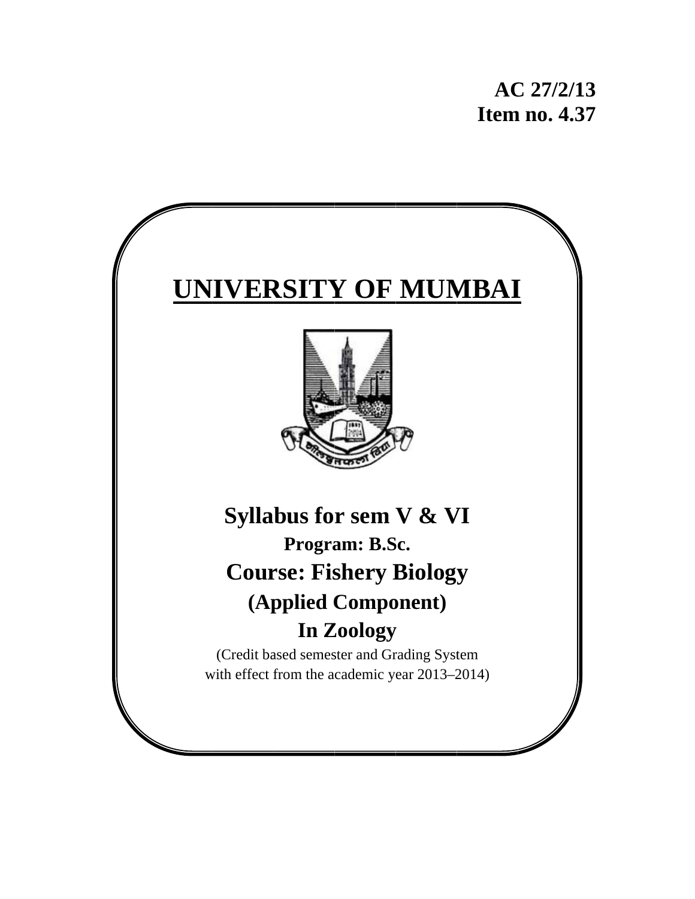**AC 27/2/13**
**Item no. 4.37**

# UNIVERSITY OF MUMBAI

## Syllabus for sem V & VI

**Program: B.Sc.**

## Course: Fishery Biology

## (Applied Component)

## In Zoology

(Credit based semester and Grading System
with effect from the academic year 2013–2014)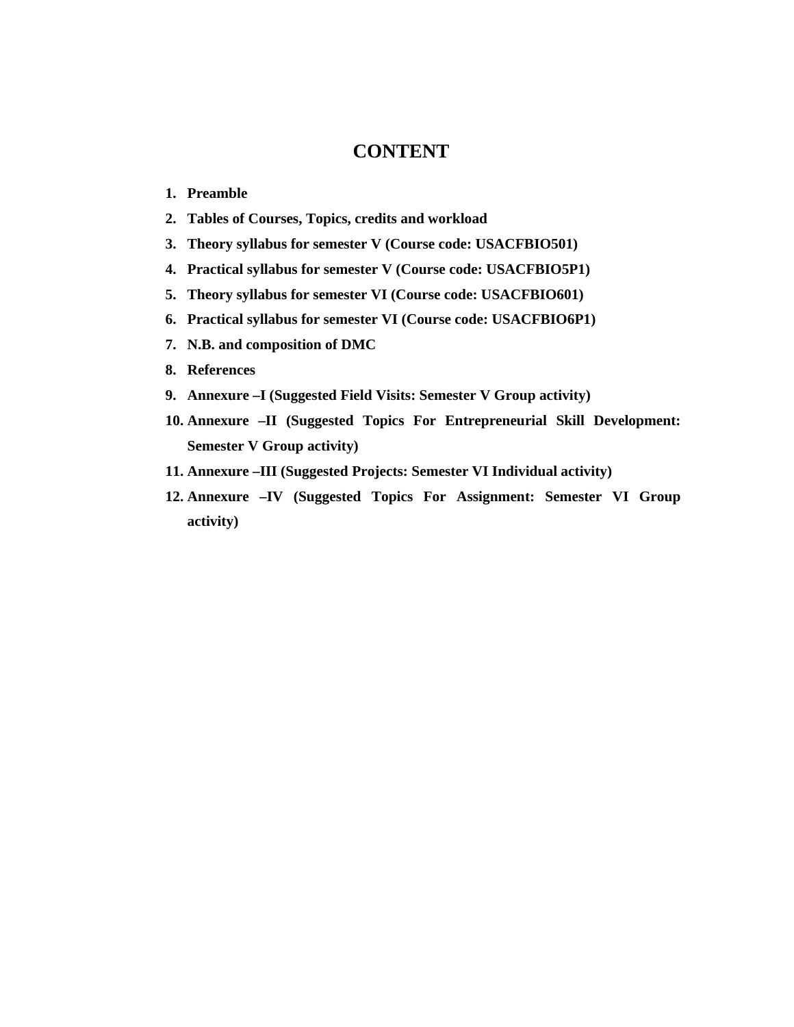# CONTENT

1. **Preamble**
2. **Tables of Courses, Topics, credits and workload**
3. **Theory syllabus for semester V (Course code: USACFBIO501)**
4. **Practical syllabus for semester V (Course code: USACFBIO5P1)**
5. **Theory syllabus for semester VI (Course code: USACFBIO601)**
6. **Practical syllabus for semester VI (Course code: USACFBIO6P1)**
7. **N.B. and composition of DMC**
8. **References**
9. **Annexure –I (Suggested Field Visits: Semester V Group activity)**
10. **Annexure –II (Suggested Topics For Entrepreneurial Skill Development: Semester V Group activity)**
11. **Annexure –III (Suggested Projects: Semester VI Individual activity)**
12. **Annexure –IV (Suggested Topics For Assignment: Semester VI Group activity)**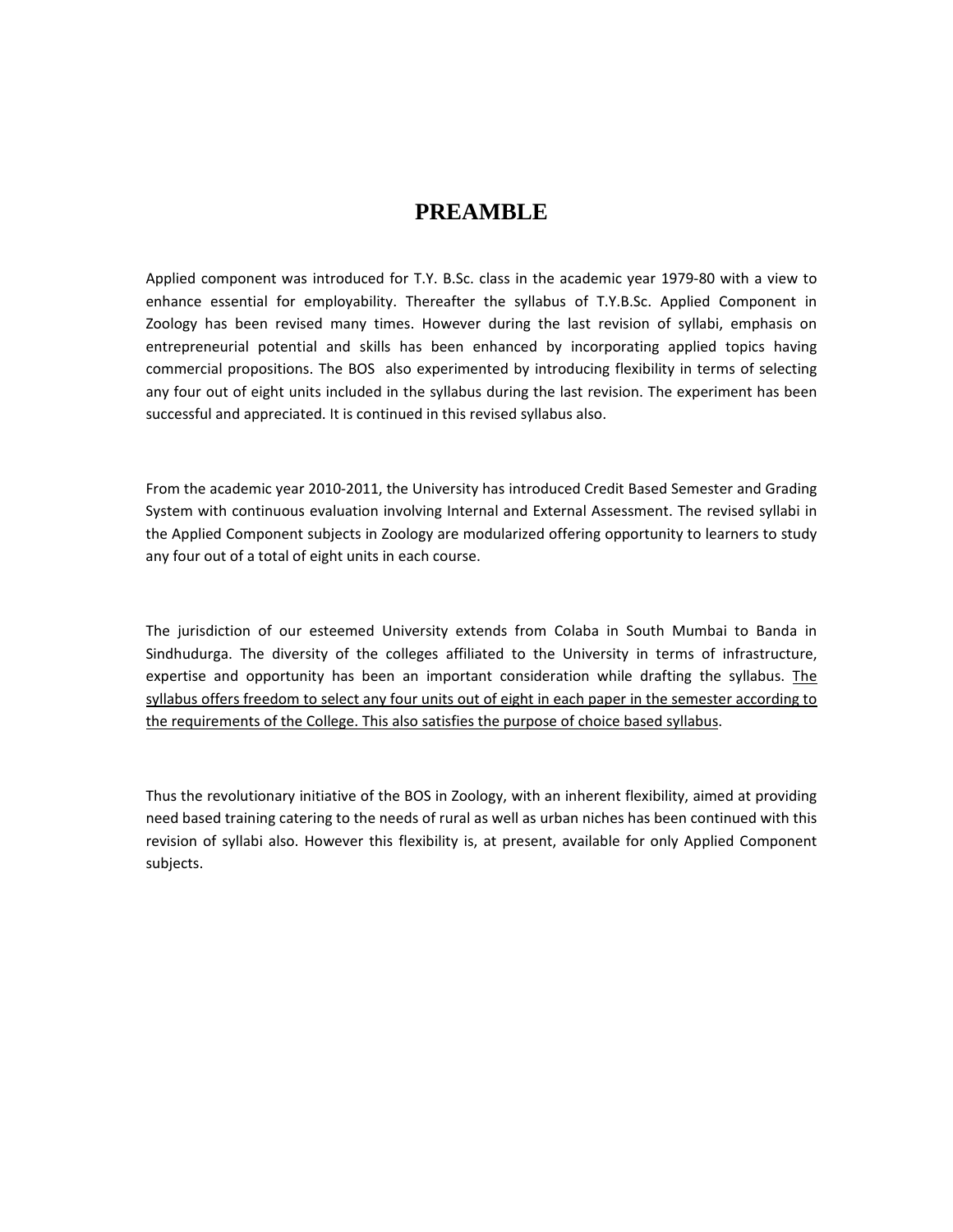# PREAMBLE

Applied component was introduced for T.Y. B.Sc. class in the academic year 1979-80 with a view to enhance essential for employability. Thereafter the syllabus of T.Y.B.Sc. Applied Component in Zoology has been revised many times. However during the last revision of syllabi, emphasis on entrepreneurial potential and skills has been enhanced by incorporating applied topics having commercial propositions. The BOS also experimented by introducing flexibility in terms of selecting any four out of eight units included in the syllabus during the last revision. The experiment has been successful and appreciated. It is continued in this revised syllabus also.

From the academic year 2010-2011, the University has introduced Credit Based Semester and Grading System with continuous evaluation involving Internal and External Assessment. The revised syllabi in the Applied Component subjects in Zoology are modularized offering opportunity to learners to study any four out of a total of eight units in each course.

The jurisdiction of our esteemed University extends from Colaba in South Mumbai to Banda in Sindhudurga. The diversity of the colleges affiliated to the University in terms of infrastructure, expertise and opportunity has been an important consideration while drafting the syllabus. <u>The syllabus offers freedom to select any four units out of eight in each paper in the semester according to the requirements of the College. This also satisfies the purpose of choice based syllabus</u>.

Thus the revolutionary initiative of the BOS in Zoology, with an inherent flexibility, aimed at providing need based training catering to the needs of rural as well as urban niches has been continued with this revision of syllabi also. However this flexibility is, at present, available for only Applied Component subjects.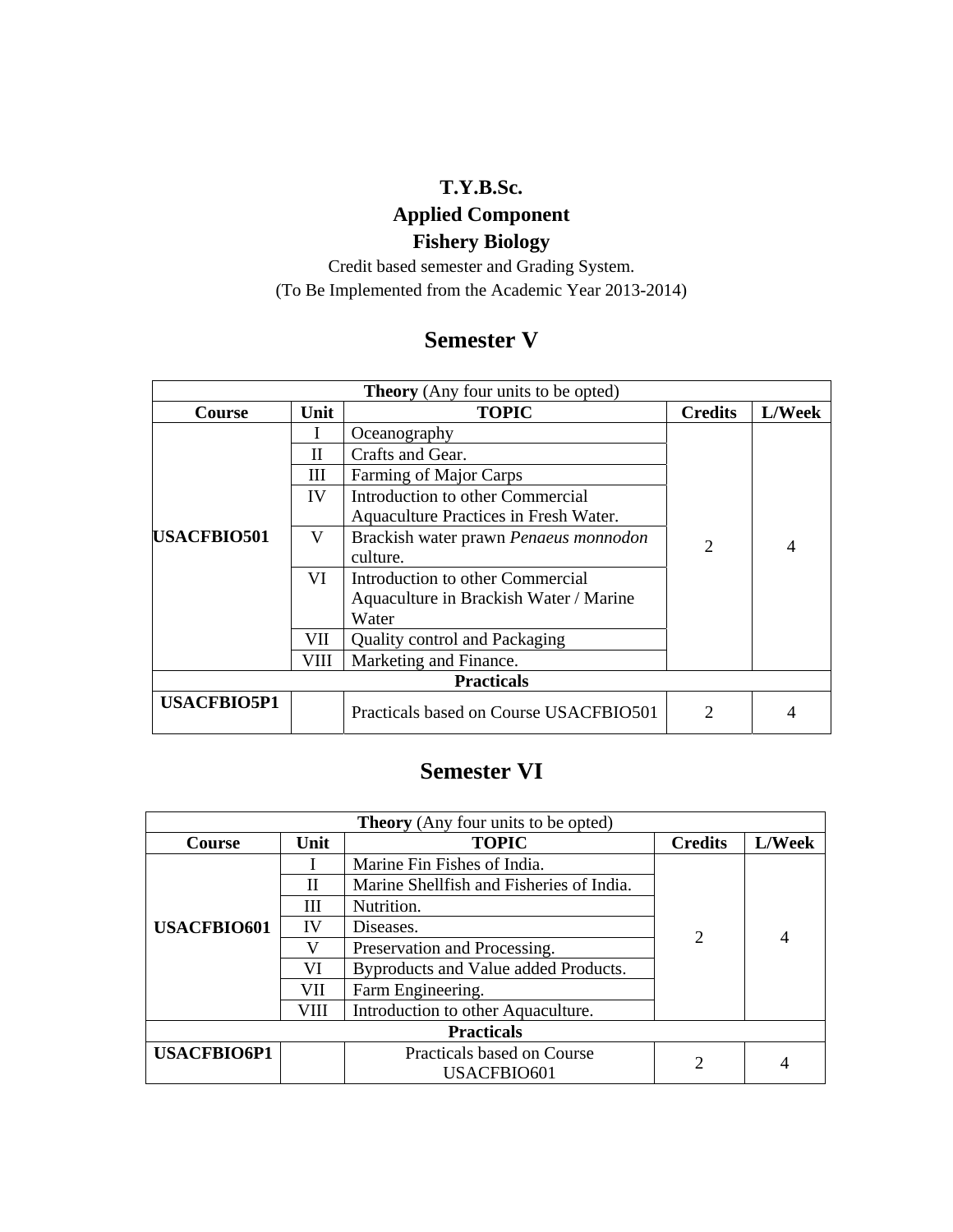# T.Y.B.Sc.

## Applied Component

## Fishery Biology

Credit based semester and Grading System.

(To Be Implemented from the Academic Year 2013-2014)

## Semester V

| **Theory** (Any four units to be opted) | | | | |
|---|---|---|---|---|
| **Course** | **Unit** | **TOPIC** | **Credits** | **L/Week** |
| **USACFBIO501** | I | Oceanography | 2 | 4 |
| | II | Crafts and Gear. | | |
| | III | Farming of Major Carps | | |
| | IV | Introduction to other Commercial Aquaculture Practices in Fresh Water. | | |
| | V | Brackish water prawn *Penaeus monnodon* culture. | | |
| | VI | Introduction to other Commercial Aquaculture in Brackish Water / Marine Water | | |
| | VII | Quality control and Packaging | | |
| | VIII | Marketing and Finance. | | |
| **Practicals** | | | | |
| **USACFBIO5P1** | | Practicals based on Course USACFBIO501 | 2 | 4 |

## Semester VI

| **Theory** (Any four units to be opted) | | | | |
|---|---|---|---|---|
| **Course** | **Unit** | **TOPIC** | **Credits** | **L/Week** |
| **USACFBIO601** | I | Marine Fin Fishes of India. | 2 | 4 |
| | II | Marine Shellfish and Fisheries of India. | | |
| | III | Nutrition. | | |
| | IV | Diseases. | | |
| | V | Preservation and Processing. | | |
| | VI | Byproducts and Value added Products. | | |
| | VII | Farm Engineering. | | |
| | VIII | Introduction to other Aquaculture. | | |
| **Practicals** | | | | |
| **USACFBIO6P1** | | Practicals based on Course USACFBIO601 | 2 | 4 |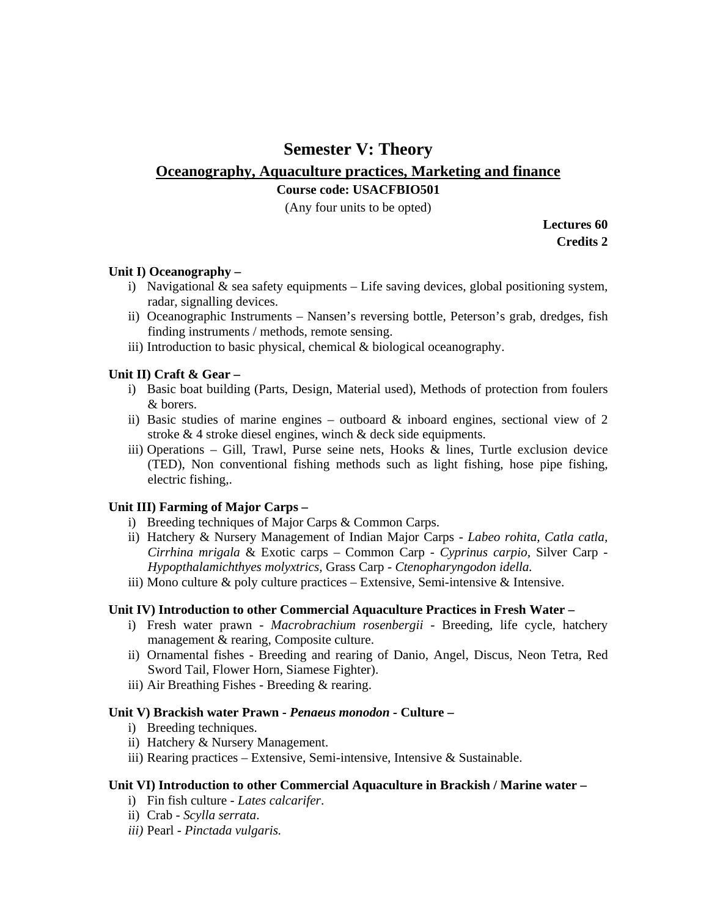# Semester V: Theory

## Oceanography, Aquaculture practices, Marketing and finance

**Course code: USACFBIO501**

(Any four units to be opted)

**Lectures 60**
**Credits 2**

**Unit I) Oceanography –**

i) Navigational & sea safety equipments – Life saving devices, global positioning system, radar, signalling devices.
ii) Oceanographic Instruments – Nansen's reversing bottle, Peterson's grab, dredges, fish finding instruments / methods, remote sensing.
iii) Introduction to basic physical, chemical & biological oceanography.

**Unit II) Craft & Gear –**

i) Basic boat building (Parts, Design, Material used), Methods of protection from foulers & borers.
ii) Basic studies of marine engines – outboard & inboard engines, sectional view of 2 stroke & 4 stroke diesel engines, winch & deck side equipments.
iii) Operations – Gill, Trawl, Purse seine nets, Hooks & lines, Turtle exclusion device (TED), Non conventional fishing methods such as light fishing, hose pipe fishing, electric fishing,.

**Unit III) Farming of Major Carps –**

i) Breeding techniques of Major Carps & Common Carps.
ii) Hatchery & Nursery Management of Indian Major Carps - *Labeo rohita, Catla catla, Cirrhina mrigala* & Exotic carps – Common Carp - *Cyprinus carpio,* Silver Carp - *Hypopthalamichthyes molyxtrics,* Grass Carp - *Ctenopharyngodon idella.*
iii) Mono culture & poly culture practices – Extensive, Semi-intensive & Intensive.

**Unit IV) Introduction to other Commercial Aquaculture Practices in Fresh Water –**

i) Fresh water prawn - *Macrobrachium rosenbergii* - Breeding, life cycle, hatchery management & rearing, Composite culture.
ii) Ornamental fishes - Breeding and rearing of Danio, Angel, Discus, Neon Tetra, Red Sword Tail, Flower Horn, Siamese Fighter).
iii) Air Breathing Fishes - Breeding & rearing.

**Unit V) Brackish water Prawn - *Penaeus monodon* - Culture –**

i) Breeding techniques.
ii) Hatchery & Nursery Management.
iii) Rearing practices – Extensive, Semi-intensive, Intensive & Sustainable.

**Unit VI) Introduction to other Commercial Aquaculture in Brackish / Marine water –**

i) Fin fish culture - *Lates calcarifer*.
ii) Crab - *Scylla serrata*.
*iii)* Pearl - *Pinctada vulgaris.*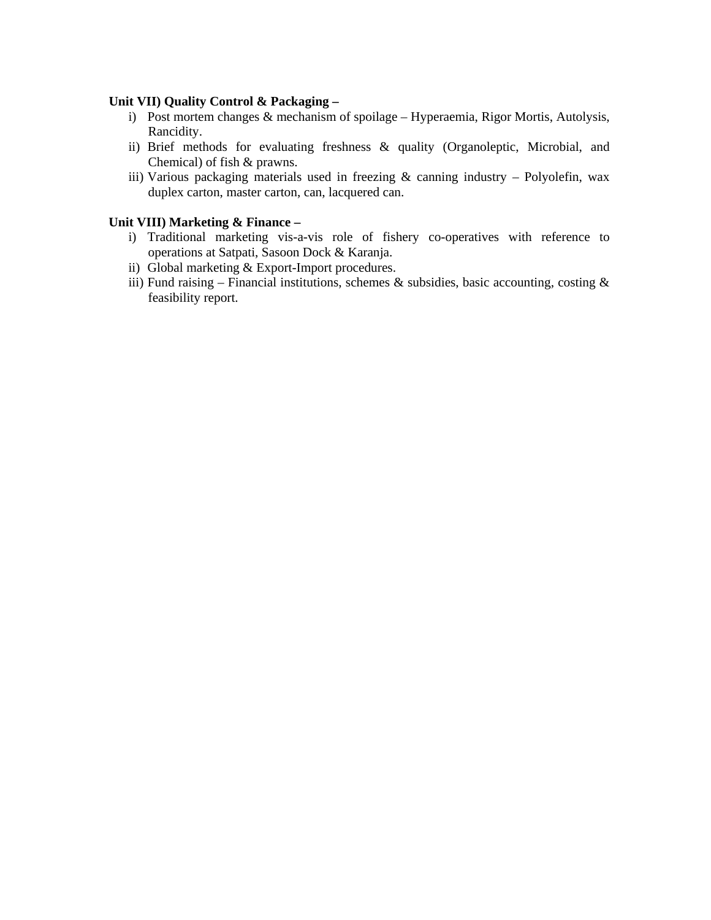**Unit VII) Quality Control & Packaging –**

i) Post mortem changes & mechanism of spoilage – Hyperaemia, Rigor Mortis, Autolysis, Rancidity.
ii) Brief methods for evaluating freshness & quality (Organoleptic, Microbial, and Chemical) of fish & prawns.
iii) Various packaging materials used in freezing & canning industry – Polyolefin, wax duplex carton, master carton, can, lacquered can.

**Unit VIII) Marketing & Finance –**

i) Traditional marketing vis-a-vis role of fishery co-operatives with reference to operations at Satpati, Sasoon Dock & Karanja.
ii) Global marketing & Export-Import procedures.
iii) Fund raising – Financial institutions, schemes & subsidies, basic accounting, costing & feasibility report.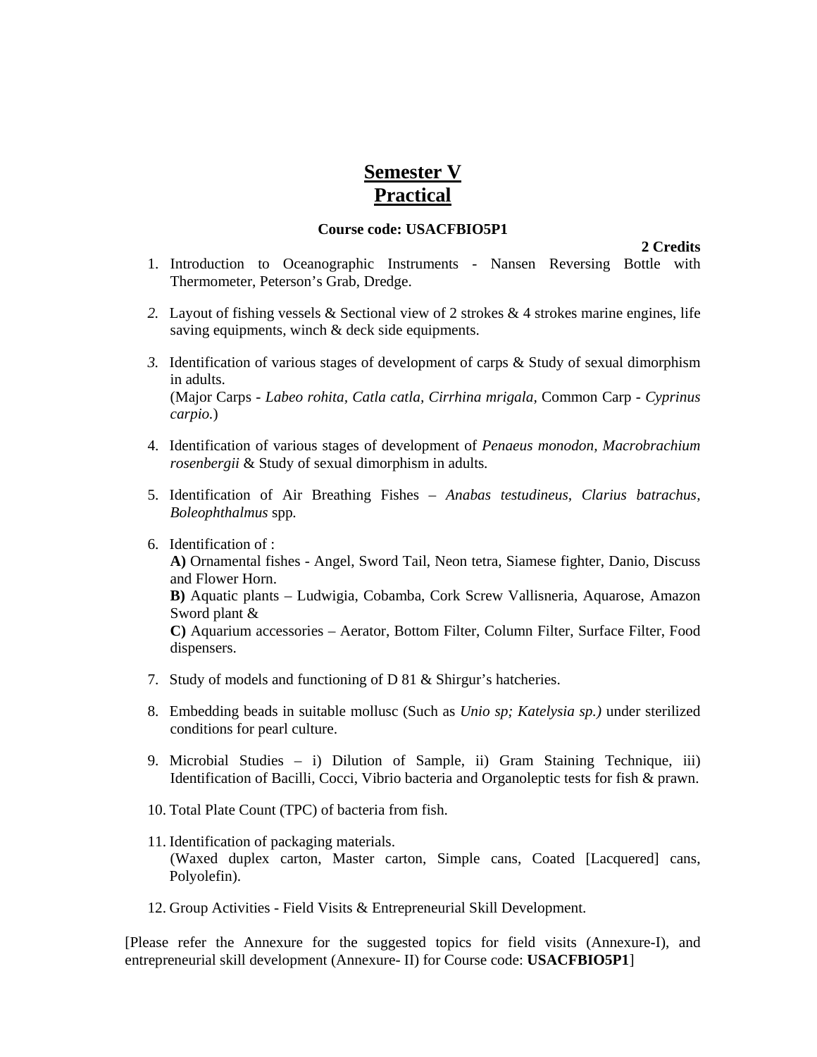# Semester V
# Practical

**Course code: USACFBIO5P1**

**2 Credits**

1. Introduction to Oceanographic Instruments - Nansen Reversing Bottle with Thermometer, Peterson's Grab, Dredge.

2. Layout of fishing vessels & Sectional view of 2 strokes & 4 strokes marine engines, life saving equipments, winch & deck side equipments.

3. Identification of various stages of development of carps & Study of sexual dimorphism in adults.
   (Major Carps - *Labeo rohita, Catla catla, Cirrhina mrigala,* Common Carp - *Cyprinus carpio.*)

4. Identification of various stages of development of *Penaeus monodon, Macrobrachium rosenbergii* & Study of sexual dimorphism in adults.

5. Identification of Air Breathing Fishes – *Anabas testudineus, Clarius batrachus, Boleophthalmus* spp.

6. Identification of :
   **A)** Ornamental fishes - Angel, Sword Tail, Neon tetra, Siamese fighter, Danio, Discuss and Flower Horn.
   **B)** Aquatic plants – Ludwigia, Cobamba, Cork Screw Vallisneria, Aquarose, Amazon Sword plant &
   **C)** Aquarium accessories – Aerator, Bottom Filter, Column Filter, Surface Filter, Food dispensers.

7. Study of models and functioning of D 81 & Shirgur's hatcheries.

8. Embedding beads in suitable mollusc (Such as *Unio sp; Katelysia sp.)* under sterilized conditions for pearl culture.

9. Microbial Studies – i) Dilution of Sample, ii) Gram Staining Technique, iii) Identification of Bacilli, Cocci, Vibrio bacteria and Organoleptic tests for fish & prawn.

10. Total Plate Count (TPC) of bacteria from fish.

11. Identification of packaging materials.
    (Waxed duplex carton, Master carton, Simple cans, Coated [Lacquered] cans, Polyolefin).

12. Group Activities - Field Visits & Entrepreneurial Skill Development.

[Please refer the Annexure for the suggested topics for field visits (Annexure-I), and entrepreneurial skill development (Annexure- II) for Course code: **USACFBIO5P1**]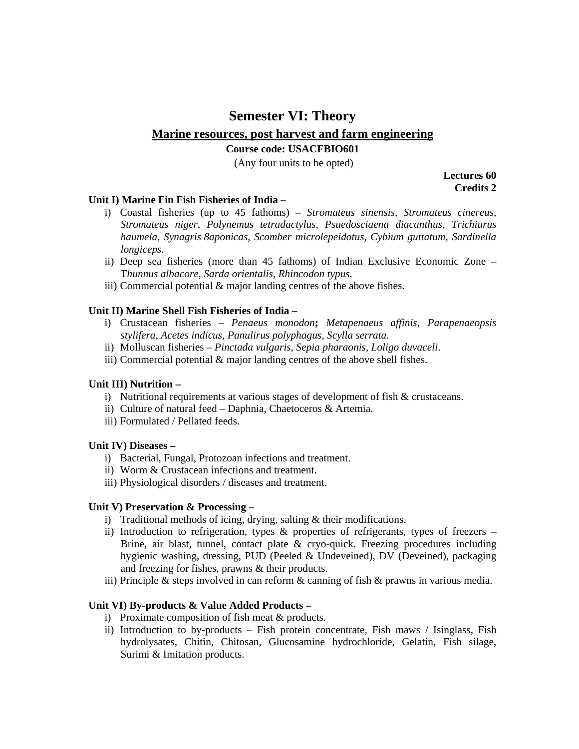# Semester VI: Theory

## Marine resources, post harvest and farm engineering

**Course code: USACFBIO601**

(Any four units to be opted)

**Lectures 60**
**Credits 2**

**Unit I) Marine Fin Fish Fisheries of India –**

i) Coastal fisheries (up to 45 fathoms) – *Stromateus sinensis, Stromateus cinereus, Stromateus niger, Polynemus tetradactylus, Psuedosciaena diacanthus, Trichiurus haumela, Synagris 8aponicas, Scomber microlepeidotus, Cybium guttatum, Sardinella longiceps.*

ii) Deep sea fisheries (more than 45 fathoms) of Indian Exclusive Economic Zone – T*hunnus albacore*, *Sarda orientalis*, *Rhincodon typus*.

iii) Commercial potential & major landing centres of the above fishes.

**Unit II) Marine Shell Fish Fisheries of India –**

i) Crustacean fisheries – *Penaeus monodon*; *Metapenaeus affinis, Parapenaeopsis stylifera, Acetes indicus, Panulirus polyphagus, Scylla serrata.*

ii) Molluscan fisheries – *Pinctada vulgaris*, *Sepia pharaonis, Loligo duvaceli*.

iii) Commercial potential & major landing centres of the above shell fishes.

**Unit III) Nutrition –**

i) Nutritional requirements at various stages of development of fish & crustaceans.

ii) Culture of natural feed – Daphnia, Chaetoceros & Artemia.

iii) Formulated / Pellated feeds.

**Unit IV) Diseases –**

i) Bacterial, Fungal, Protozoan infections and treatment.

ii) Worm & Crustacean infections and treatment.

iii) Physiological disorders / diseases and treatment.

**Unit V) Preservation & Processing –**

i) Traditional methods of icing, drying, salting & their modifications.

ii) Introduction to refrigeration, types & properties of refrigerants, types of freezers – Brine, air blast, tunnel, contact plate & cryo-quick. Freezing procedures including hygienic washing, dressing, PUD (Peeled & Undeveined), DV (Deveined), packaging and freezing for fishes, prawns & their products.

iii) Principle & steps involved in can reform & canning of fish & prawns in various media.

**Unit VI) By-products & Value Added Products –**

i) Proximate composition of fish meat & products.

ii) Introduction to by-products – Fish protein concentrate, Fish maws / Isinglass, Fish hydrolysates, Chitin, Chitosan, Glucosamine hydrochloride, Gelatin, Fish silage, Surimi & Imitation products.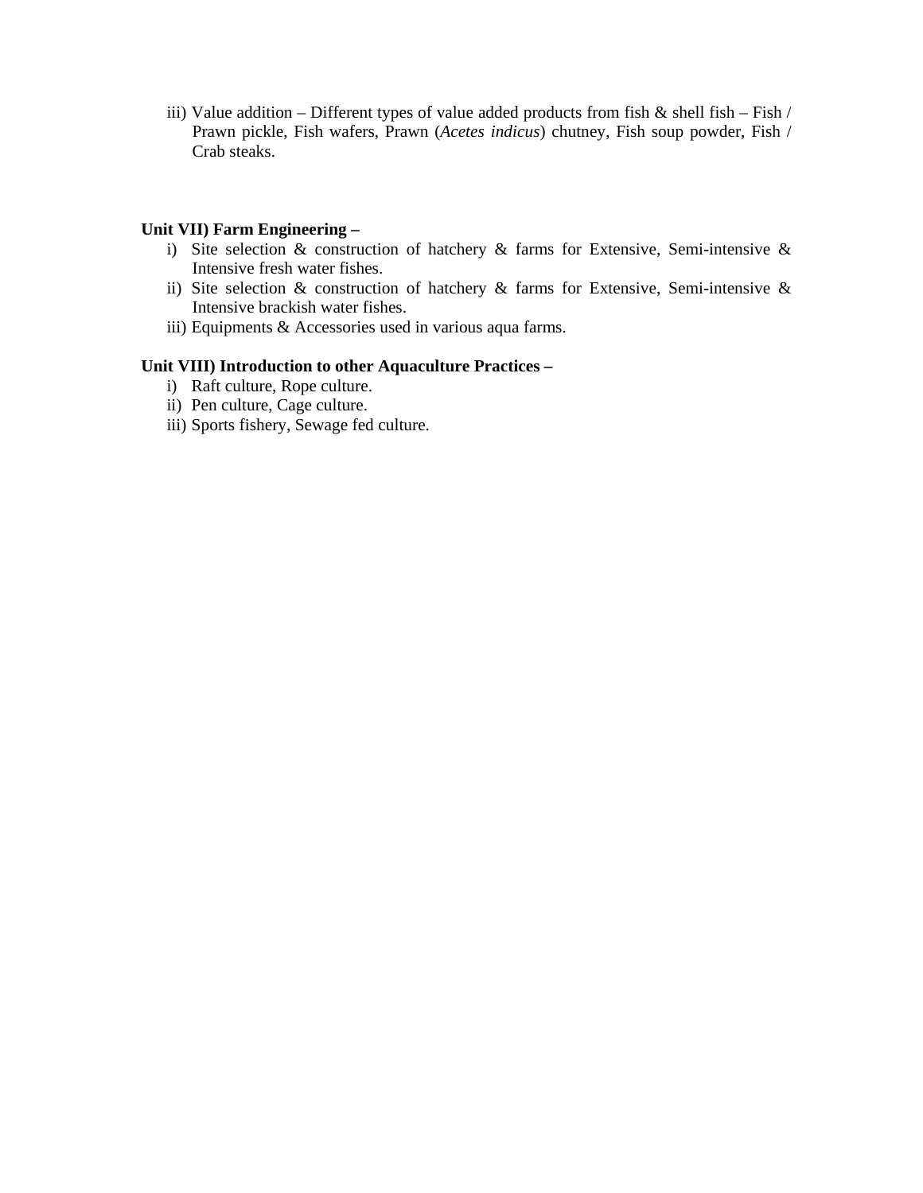iii) Value addition – Different types of value added products from fish & shell fish – Fish / Prawn pickle, Fish wafers, Prawn (*Acetes indicus*) chutney, Fish soup powder, Fish / Crab steaks.

**Unit VII) Farm Engineering –**

i) Site selection & construction of hatchery & farms for Extensive, Semi-intensive & Intensive fresh water fishes.

ii) Site selection & construction of hatchery & farms for Extensive, Semi-intensive & Intensive brackish water fishes.

iii) Equipments & Accessories used in various aqua farms.

**Unit VIII) Introduction to other Aquaculture Practices –**

i) Raft culture, Rope culture.

ii) Pen culture, Cage culture.

iii) Sports fishery, Sewage fed culture.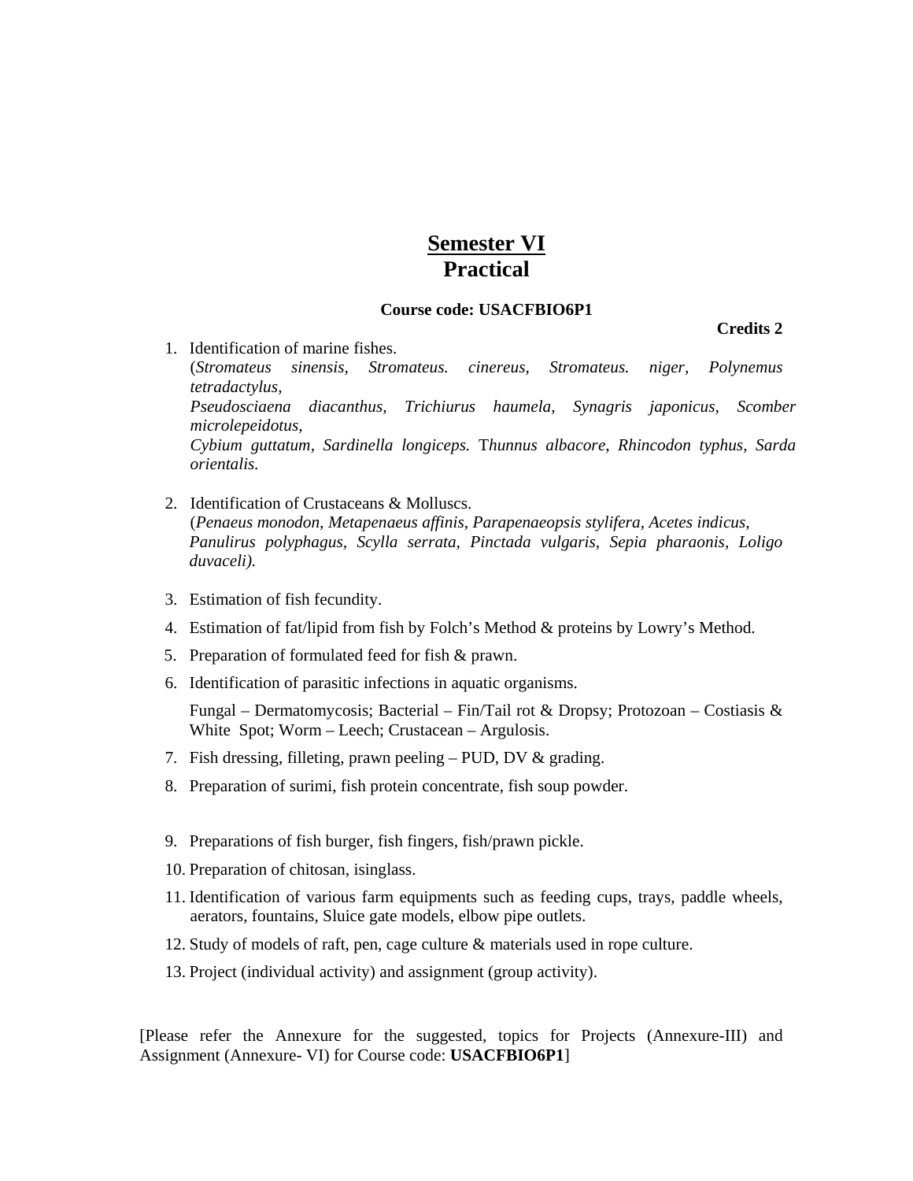# Semester VI
# Practical

**Course code: USACFBIO6P1**

**Credits 2**

1. Identification of marine fishes.
   (*Stromateus sinensis, Stromateus. cinereus, Stromateus. niger, Polynemus tetradactylus, Pseudosciaena diacanthus, Trichiurus haumela, Synagris japonicus, Scomber microlepeidotus, Cybium guttatum, Sardinella longiceps.* T*hunnus albacore*, *Rhincodon typhus, Sarda orientalis.*

2. Identification of Crustaceans & Molluscs.
   (*Penaeus monodon, Metapenaeus affinis, Parapenaeopsis stylifera, Acetes indicus, Panulirus polyphagus, Scylla serrata, Pinctada vulgaris, Sepia pharaonis, Loligo duvaceli).*

3. Estimation of fish fecundity.
4. Estimation of fat/lipid from fish by Folch's Method & proteins by Lowry's Method.
5. Preparation of formulated feed for fish & prawn.
6. Identification of parasitic infections in aquatic organisms.

   Fungal – Dermatomycosis; Bacterial – Fin/Tail rot & Dropsy; Protozoan – Costiasis & White Spot; Worm – Leech; Crustacean – Argulosis.

7. Fish dressing, filleting, prawn peeling – PUD, DV & grading.
8. Preparation of surimi, fish protein concentrate, fish soup powder.
9. Preparations of fish burger, fish fingers, fish/prawn pickle.
10. Preparation of chitosan, isinglass.
11. Identification of various farm equipments such as feeding cups, trays, paddle wheels, aerators, fountains, Sluice gate models, elbow pipe outlets.
12. Study of models of raft, pen, cage culture & materials used in rope culture.
13. Project (individual activity) and assignment (group activity).

[Please refer the Annexure for the suggested, topics for Projects (Annexure-III) and Assignment (Annexure- VI) for Course code: **USACFBIO6P1**]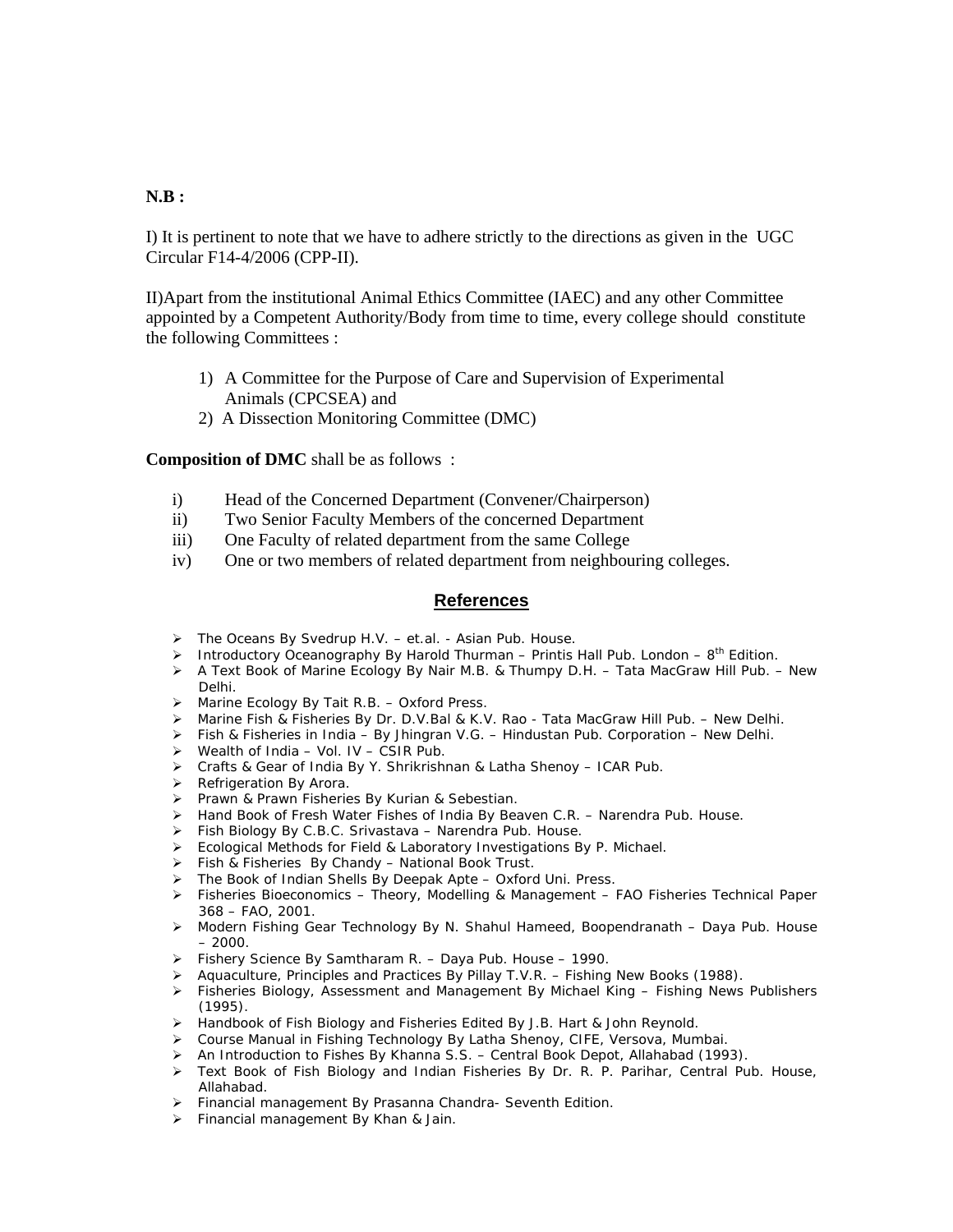**N.B :**

I) It is pertinent to note that we have to adhere strictly to the directions as given in the UGC Circular F14-4/2006 (CPP-II).

II)Apart from the institutional Animal Ethics Committee (IAEC) and any other Committee appointed by a Competent Authority/Body from time to time, every college should constitute the following Committees :

1) A Committee for the Purpose of Care and Supervision of Experimental Animals (CPCSEA) and
2) A Dissection Monitoring Committee (DMC)

**Composition of DMC** shall be as follows :

i) Head of the Concerned Department (Convener/Chairperson)
ii) Two Senior Faculty Members of the concerned Department
iii) One Faculty of related department from the same College
iv) One or two members of related department from neighbouring colleges.

## References

- The Oceans By Svedrup H.V. – et.al. - Asian Pub. House.
- Introductory Oceanography By Harold Thurman – Printis Hall Pub. London – 8th Edition.
- A Text Book of Marine Ecology By Nair M.B. & Thumpy D.H. – Tata MacGraw Hill Pub. – New Delhi.
- Marine Ecology By Tait R.B. – Oxford Press.
- Marine Fish & Fisheries By Dr. D.V.Bal & K.V. Rao - Tata MacGraw Hill Pub. – New Delhi.
- Fish & Fisheries in India – By Jhingran V.G. – Hindustan Pub. Corporation – New Delhi.
- Wealth of India – Vol. IV – CSIR Pub.
- Crafts & Gear of India By Y. Shrikrishnan & Latha Shenoy – ICAR Pub.
- Refrigeration By Arora.
- Prawn & Prawn Fisheries By Kurian & Sebestian.
- Hand Book of Fresh Water Fishes of India By Beaven C.R. – Narendra Pub. House.
- Fish Biology By C.B.C. Srivastava – Narendra Pub. House.
- Ecological Methods for Field & Laboratory Investigations By P. Michael.
- Fish & Fisheries By Chandy – National Book Trust.
- The Book of Indian Shells By Deepak Apte – Oxford Uni. Press.
- Fisheries Bioeconomics – Theory, Modelling & Management – FAO Fisheries Technical Paper 368 – FAO, 2001.
- Modern Fishing Gear Technology By N. Shahul Hameed, Boopendranath – Daya Pub. House – 2000.
- Fishery Science By Samtharam R. – Daya Pub. House – 1990.
- Aquaculture, Principles and Practices By Pillay T.V.R. – Fishing New Books (1988).
- Fisheries Biology, Assessment and Management By Michael King – Fishing News Publishers (1995).
- Handbook of Fish Biology and Fisheries Edited By J.B. Hart & John Reynold.
- Course Manual in Fishing Technology By Latha Shenoy, CIFE, Versova, Mumbai.
- An Introduction to Fishes By Khanna S.S. – Central Book Depot, Allahabad (1993).
- Text Book of Fish Biology and Indian Fisheries By Dr. R. P. Parihar, Central Pub. House, Allahabad.
- Financial management By Prasanna Chandra- Seventh Edition.
- Financial management By Khan & Jain.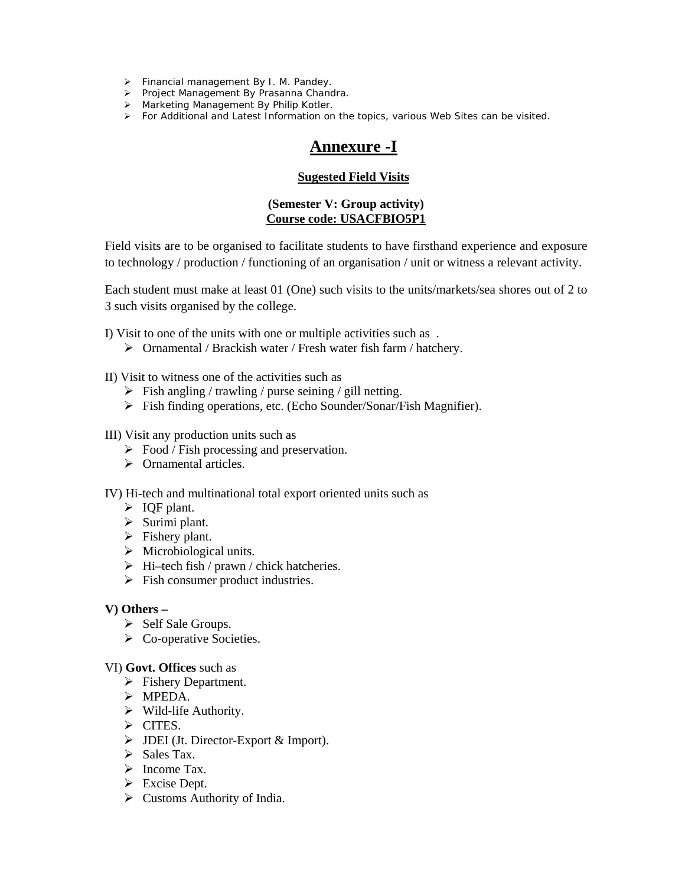- Financial management By I. M. Pandey.
- Project Management By Prasanna Chandra.
- Marketing Management By Philip Kotler.
- For Additional and Latest Information on the topics, various Web Sites can be visited.

# Annexure -I

## Sugested Field Visits

**(Semester V: Group activity)**
**Course code: USACFBIO5P1**

Field visits are to be organised to facilitate students to have firsthand experience and exposure to technology / production / functioning of an organisation / unit or witness a relevant activity.

Each student must make at least 01 (One) such visits to the units/markets/sea shores out of 2 to 3 such visits organised by the college.

I) Visit to one of the units with one or multiple activities such as .

- Ornamental / Brackish water / Fresh water fish farm / hatchery.

II) Visit to witness one of the activities such as

- Fish angling / trawling / purse seining / gill netting.
- Fish finding operations, etc. (Echo Sounder/Sonar/Fish Magnifier).

III) Visit any production units such as

- Food / Fish processing and preservation.
- Ornamental articles.

IV) Hi-tech and multinational total export oriented units such as

- IQF plant.
- Surimi plant.
- Fishery plant.
- Microbiological units.
- Hi–tech fish / prawn / chick hatcheries.
- Fish consumer product industries.

**V) Others –**

- Self Sale Groups.
- Co-operative Societies.

VI) **Govt. Offices** such as

- Fishery Department.
- MPEDA.
- Wild-life Authority.
- CITES.
- JDEI (Jt. Director-Export & Import).
- Sales Tax.
- Income Tax.
- Excise Dept.
- Customs Authority of India.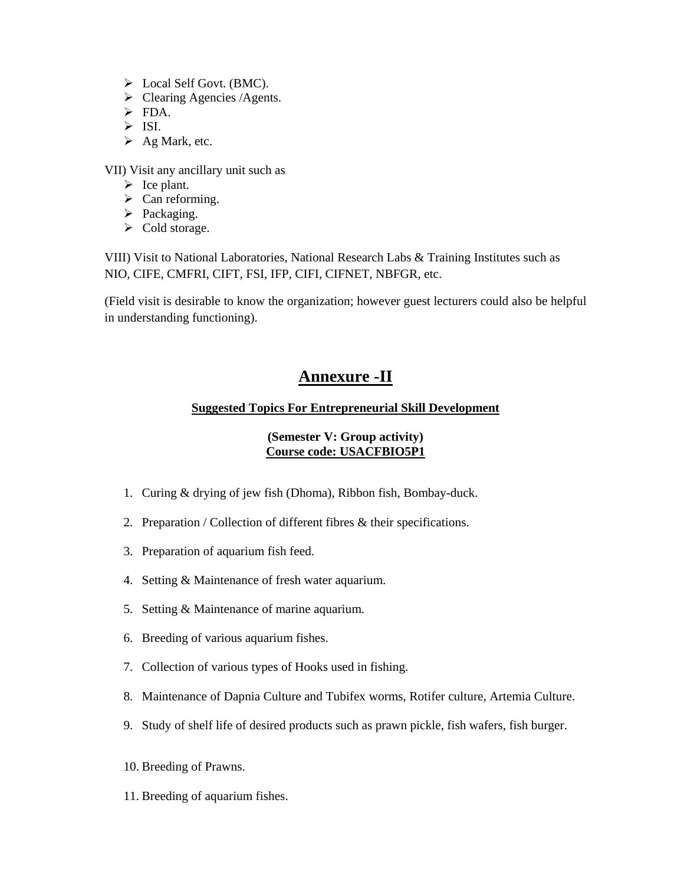- Local Self Govt. (BMC).
- Clearing Agencies /Agents.
- FDA.
- ISI.
- Ag Mark, etc.

VII) Visit any ancillary unit such as

- Ice plant.
- Can reforming.
- Packaging.
- Cold storage.

VIII) Visit to National Laboratories, National Research Labs & Training Institutes such as NIO, CIFE, CMFRI, CIFT, FSI, IFP, CIFI, CIFNET, NBFGR, etc.

(Field visit is desirable to know the organization; however guest lecturers could also be helpful in understanding functioning).

# Annexure -II

### Suggested Topics For Entrepreneurial Skill Development

**(Semester V: Group activity)**
**Course code: USACFBIO5P1**

1. Curing & drying of jew fish (Dhoma), Ribbon fish, Bombay-duck.
2. Preparation / Collection of different fibres & their specifications.
3. Preparation of aquarium fish feed.
4. Setting & Maintenance of fresh water aquarium.
5. Setting & Maintenance of marine aquarium.
6. Breeding of various aquarium fishes.
7. Collection of various types of Hooks used in fishing.
8. Maintenance of Dapnia Culture and Tubifex worms, Rotifer culture, Artemia Culture.
9. Study of shelf life of desired products such as prawn pickle, fish wafers, fish burger.
10. Breeding of Prawns.
11. Breeding of aquarium fishes.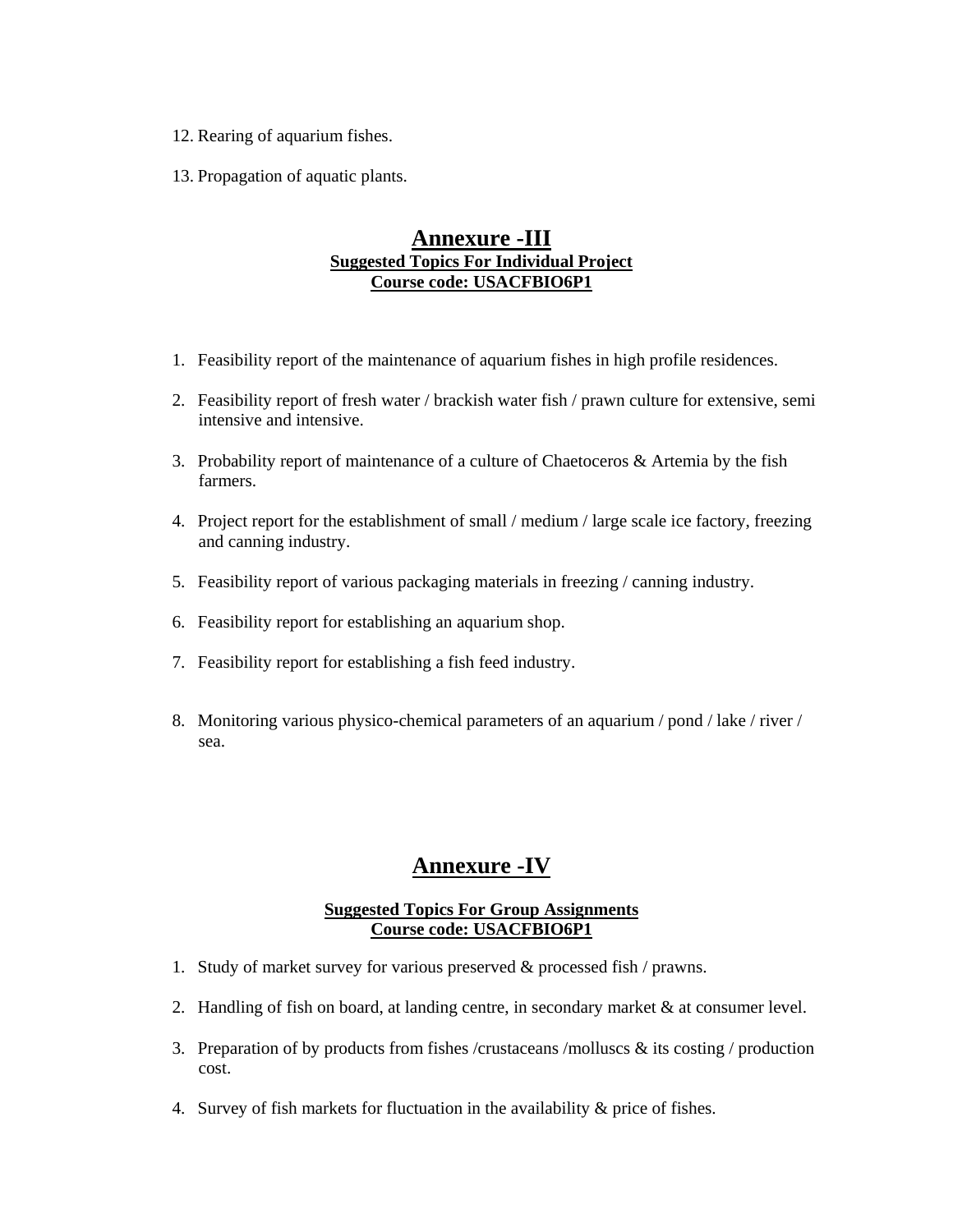12. Rearing of aquarium fishes.

13. Propagation of aquatic plants.

## Annexure -III

**Suggested Topics For Individual Project**
**Course code: USACFBIO6P1**

1. Feasibility report of the maintenance of aquarium fishes in high profile residences.

2. Feasibility report of fresh water / brackish water fish / prawn culture for extensive, semi intensive and intensive.

3. Probability report of maintenance of a culture of Chaetoceros & Artemia by the fish farmers.

4. Project report for the establishment of small / medium / large scale ice factory, freezing and canning industry.

5. Feasibility report of various packaging materials in freezing / canning industry.

6. Feasibility report for establishing an aquarium shop.

7. Feasibility report for establishing a fish feed industry.

8. Monitoring various physico-chemical parameters of an aquarium / pond / lake / river / sea.

## Annexure -IV

**Suggested Topics For Group Assignments**
**Course code: USACFBIO6P1**

1. Study of market survey for various preserved & processed fish / prawns.

2. Handling of fish on board, at landing centre, in secondary market & at consumer level.

3. Preparation of by products from fishes /crustaceans /molluscs & its costing / production cost.

4. Survey of fish markets for fluctuation in the availability & price of fishes.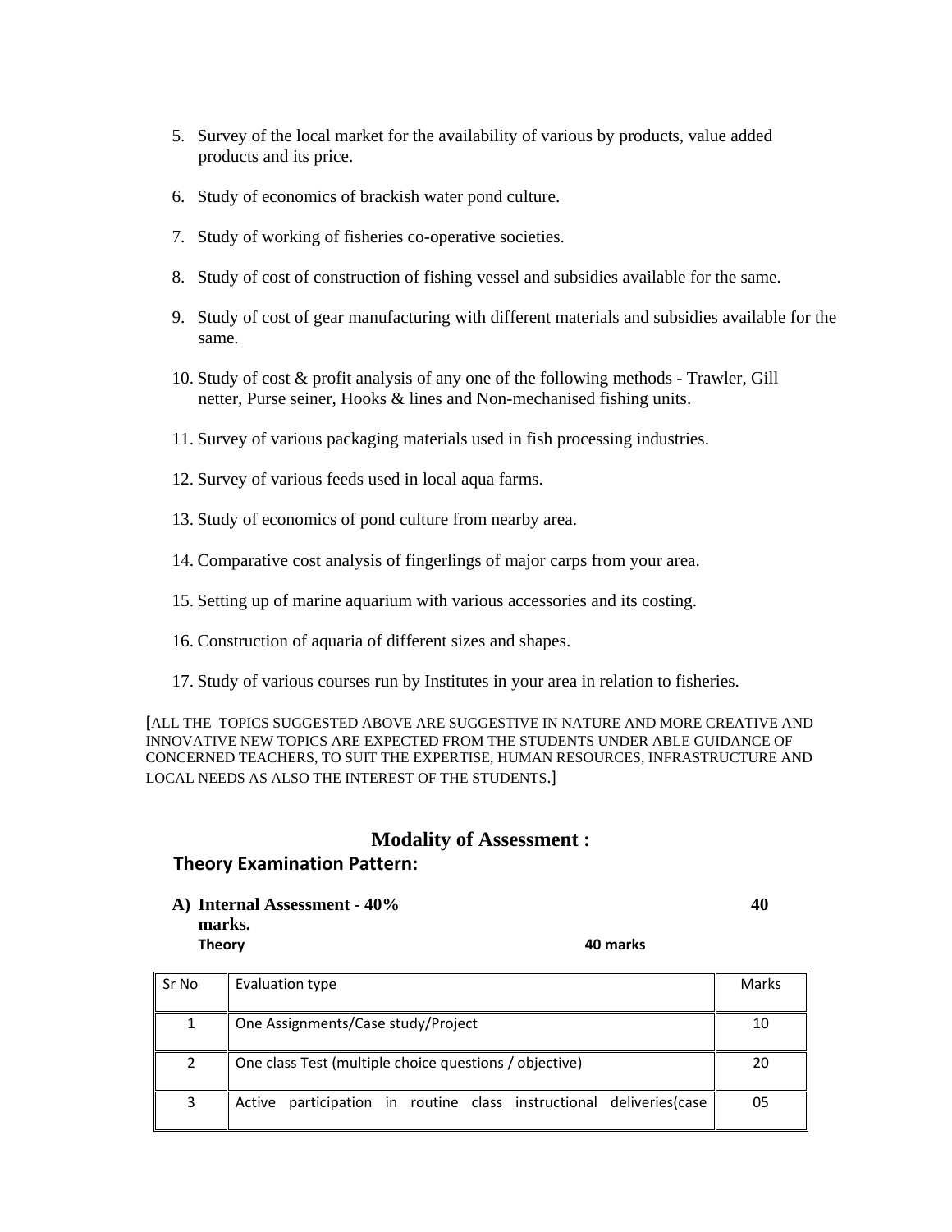5. Survey of the local market for the availability of various by products, value added products and its price.

6. Study of economics of brackish water pond culture.

7. Study of working of fisheries co-operative societies.

8. Study of cost of construction of fishing vessel and subsidies available for the same.

9. Study of cost of gear manufacturing with different materials and subsidies available for the same.

10. Study of cost & profit analysis of any one of the following methods - Trawler, Gill netter, Purse seiner, Hooks & lines and Non-mechanised fishing units.

11. Survey of various packaging materials used in fish processing industries.

12. Survey of various feeds used in local aqua farms.

13. Study of economics of pond culture from nearby area.

14. Comparative cost analysis of fingerlings of major carps from your area.

15. Setting up of marine aquarium with various accessories and its costing.

16. Construction of aquaria of different sizes and shapes.

17. Study of various courses run by Institutes in your area in relation to fisheries.

[ALL THE TOPICS SUGGESTED ABOVE ARE SUGGESTIVE IN NATURE AND MORE CREATIVE AND INNOVATIVE NEW TOPICS ARE EXPECTED FROM THE STUDENTS UNDER ABLE GUIDANCE OF CONCERNED TEACHERS, TO SUIT THE EXPERTISE, HUMAN RESOURCES, INFRASTRUCTURE AND LOCAL NEEDS AS ALSO THE INTEREST OF THE STUDENTS.]

## Modality of Assessment :

### Theory Examination Pattern:

**A) Internal Assessment - 40% 40 marks.**

**Theory 40 marks**

| Sr No | Evaluation type | Marks |
|---|---|---|
| 1 | One Assignments/Case study/Project | 10 |
| 2 | One class Test (multiple choice questions / objective) | 20 |
| 3 | Active participation in routine class instructional deliveries(case | 05 |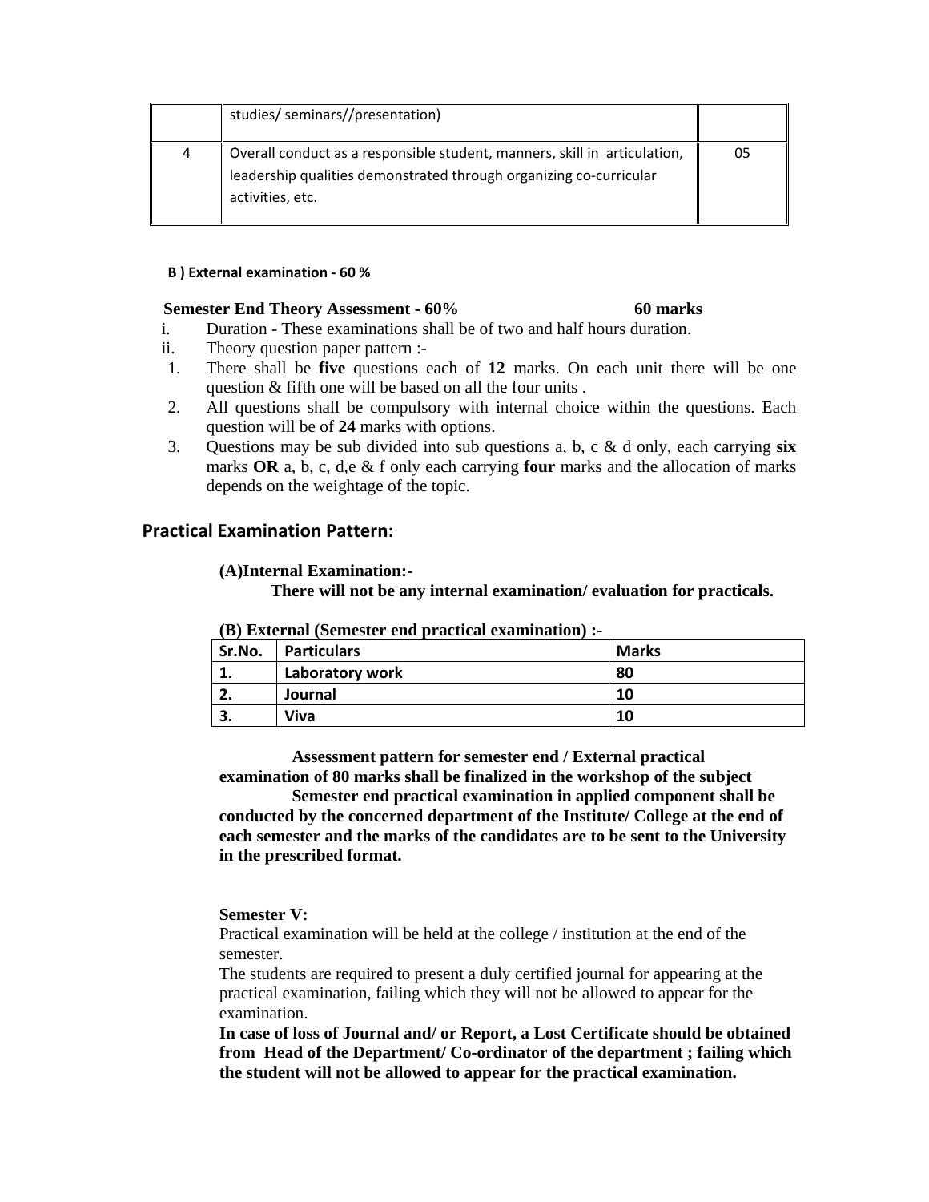|  | studies/ seminars//presentation) |  |
|---|---|---|
| 4 | Overall conduct as a responsible student, manners, skill in articulation, leadership qualities demonstrated through organizing co-curricular activities, etc. | 05 |

**B ) External examination - 60 %**

**Semester End Theory Assessment - 60%** **60 marks**

i. Duration - These examinations shall be of two and half hours duration.

ii. Theory question paper pattern :-

1. There shall be **five** questions each of **12** marks. On each unit there will be one question & fifth one will be based on all the four units .
2. All questions shall be compulsory with internal choice within the questions. Each question will be of **24** marks with options.
3. Questions may be sub divided into sub questions a, b, c & d only, each carrying **six** marks **OR** a, b, c, d,e & f only each carrying **four** marks and the allocation of marks depends on the weightage of the topic.

## Practical Examination Pattern:

**(A)Internal Examination:-**

**There will not be any internal examination/ evaluation for practicals.**

**(B) External (Semester end practical examination) :-**

| Sr.No. | Particulars | Marks |
|---|---|---|
| 1. | Laboratory work | 80 |
| 2. | Journal | 10 |
| 3. | Viva | 10 |

**Assessment pattern for semester end / External practical examination of 80 marks shall be finalized in the workshop of the subject**

**Semester end practical examination in applied component shall be conducted by the concerned department of the Institute/ College at the end of each semester and the marks of the candidates are to be sent to the University in the prescribed format.**

**Semester V:**

Practical examination will be held at the college / institution at the end of the semester.

The students are required to present a duly certified journal for appearing at the practical examination, failing which they will not be allowed to appear for the examination.

**In case of loss of Journal and/ or Report, a Lost Certificate should be obtained from Head of the Department/ Co-ordinator of the department ; failing which the student will not be allowed to appear for the practical examination.**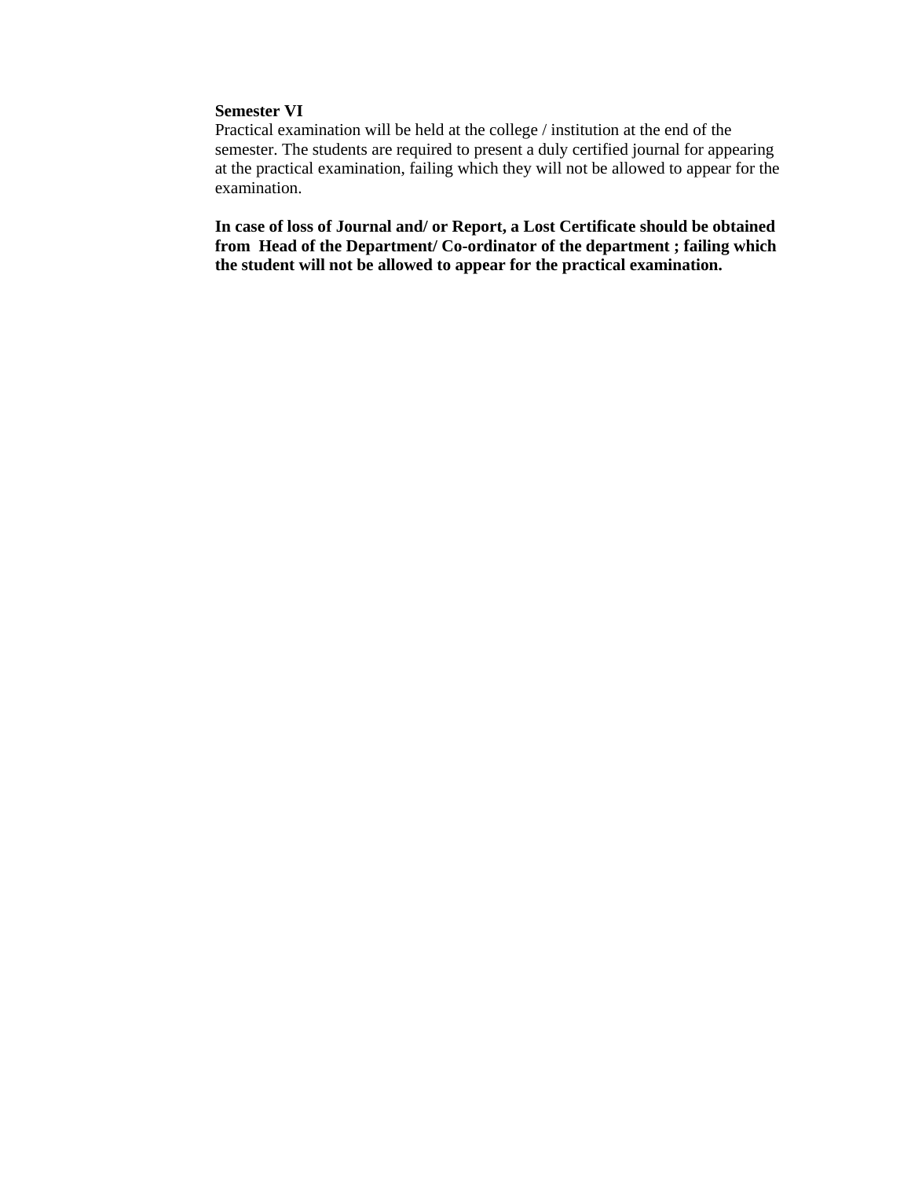**Semester VI**

Practical examination will be held at the college / institution at the end of the semester. The students are required to present a duly certified journal for appearing at the practical examination, failing which they will not be allowed to appear for the examination.

**In case of loss of Journal and/ or Report, a Lost Certificate should be obtained from Head of the Department/ Co-ordinator of the department ; failing which the student will not be allowed to appear for the practical examination.**